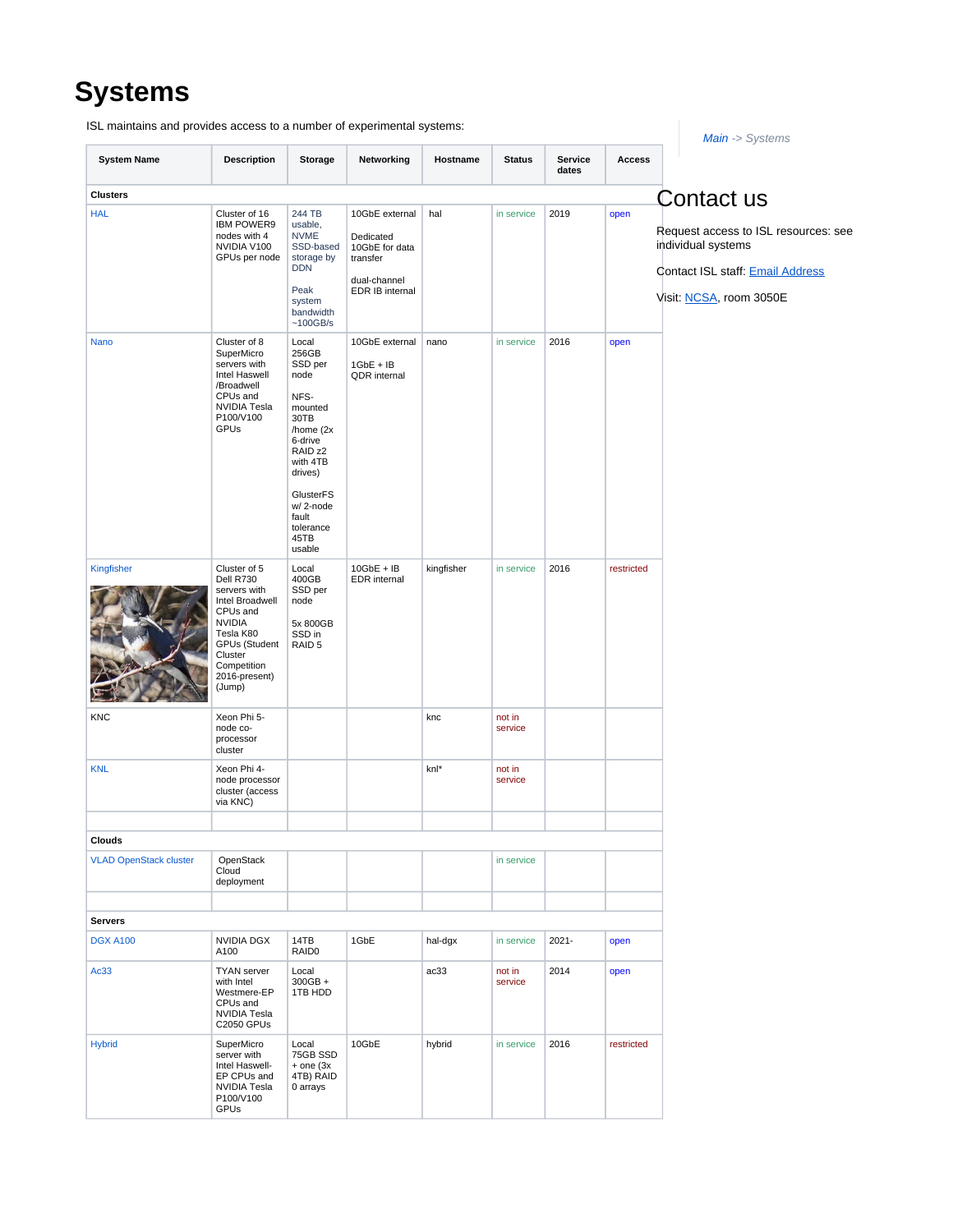# Systems

ISL maintains and provides access to a number of experimental systems:

| System Name | Description | Storage | Networking | Hostname | Status | Service dates | Access |
|---|---|---|---|---|---|---|---|
| **Clusters** | | | | | | | |
| HAL | Cluster of 16 IBM POWER9 nodes with 4 NVIDIA V100 GPUs per node | 244 TB usable, NVME SSD-based storage by DDN<br><br>Peak system bandwidth ~100GB/s | 10GbE external<br><br>Dedicated 10GbE for data transfer<br><br>dual-channel EDR IB internal | hal | in service | 2019 | open |
| Nano | Cluster of 8 SuperMicro servers with Intel Haswell /Broadwell CPUs and NVIDIA Tesla P100/V100 GPUs | Local 256GB SSD per node<br><br>NFS-mounted 30TB /home (2x 6-drive RAID z2 with 4TB drives)<br><br>GlusterFS w/ 2-node fault tolerance 45TB usable | 10GbE external<br><br>1GbE + IB QDR internal | nano | in service | 2016 | open |
| Kingfisher | Cluster of 5 Dell R730 servers with Intel Broadwell CPUs and NVIDIA Tesla K80 GPUs (Student Cluster Competition 2016-present) (Jump) | Local 400GB SSD per node<br><br>5x 800GB SSD in RAID 5 | 10GbE + IB EDR internal | kingfisher | in service | 2016 | restricted |
| KNC | Xeon Phi 5-node co-processor cluster | | | knc | not in service | | |
| KNL | Xeon Phi 4-node processor cluster (access via KNC) | | | knl* | not in service | | |
| | | | | | | | |
| **Clouds** | | | | | | | |
| VLAD OpenStack cluster | OpenStack Cloud deployment | | | | in service | | |
| | | | | | | | |
| **Servers** | | | | | | | |
| DGX A100 | NVIDIA DGX A100 | 14TB RAID0 | 1GbE | hal-dgx | in service | 2021- | open |
| Ac33 | TYAN server with Intel Westmere-EP CPUs and NVIDIA Tesla C2050 GPUs | Local 300GB + 1TB HDD | | ac33 | not in service | 2014 | open |
| Hybrid | SuperMicro server with Intel Haswell-EP CPUs and NVIDIA Tesla P100/V100 GPUs | Local 75GB SSD + one (3x 4TB) RAID 0 arrays | 10GbE | hybrid | in service | 2016 | restricted |

*Main -> Systems*

# Contact us

Request access to ISL resources: see individual systems

Contact ISL staff: Email Address

Visit: NCSA, room 3050E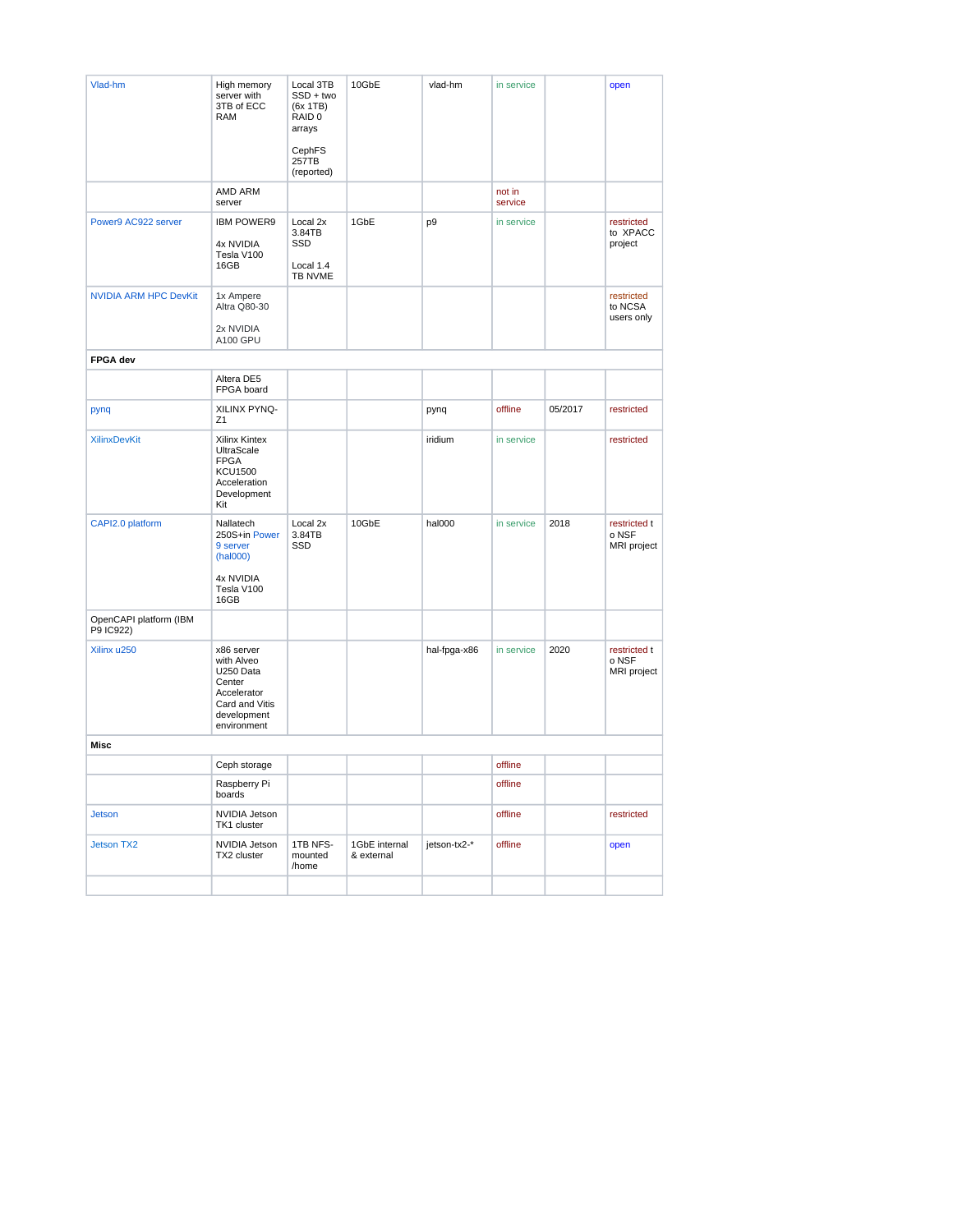| | | | | | | | |
|---|---|---|---|---|---|---|---|
| Vlad-hm | High memory server with 3TB of ECC RAM | Local 3TB SSD + two (6x 1TB) RAID 0 arrays<br><br>CephFS 257TB (reported) | 10GbE | vlad-hm | in service | | open |
| | AMD ARM server | | | | not in service | | |
| Power9 AC922 server | IBM POWER9<br><br>4x NVIDIA Tesla V100 16GB | Local 2x 3.84TB SSD<br><br>Local 1.4 TB NVME | 1GbE | p9 | in service | | restricted to XPACC project |
| NVIDIA ARM HPC DevKit | 1x Ampere Altra Q80-30<br><br>2x NVIDIA A100 GPU | | | | | | restricted to NCSA users only |
| **FPGA dev** | | | | | | | |
| | Altera DE5 FPGA board | | | | | | |
| pynq | XILINX PYNQ-Z1 | | | pynq | offline | 05/2017 | restricted |
| XilinxDevKit | Xilinx Kintex UltraScale FPGA KCU1500 Acceleration Development Kit | | | iridium | in service | | restricted |
| CAPI2.0 platform | Nallatech 250S+in Power 9 server (hal000)<br><br>4x NVIDIA Tesla V100 16GB | Local 2x 3.84TB SSD | 10GbE | hal000 | in service | 2018 | restricted to NSF MRI project |
| OpenCAPI platform (IBM P9 IC922) | | | | | | | |
| Xilinx u250 | x86 server with Alveo U250 Data Center Accelerator Card and Vitis development environment | | | hal-fpga-x86 | in service | 2020 | restricted to NSF MRI project |
| **Misc** | | | | | | | |
| | Ceph storage | | | | offline | | |
| | Raspberry Pi boards | | | | offline | | |
| Jetson | NVIDIA Jetson TK1 cluster | | | | offline | | restricted |
| Jetson TX2 | NVIDIA Jetson TX2 cluster | 1TB NFS-mounted /home | 1GbE internal & external | jetson-tx2-* | offline | | open |
| | | | | | | | |